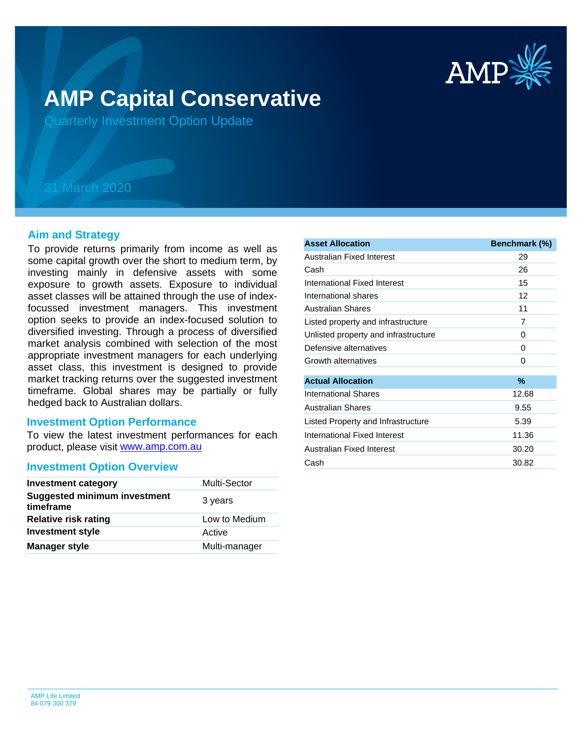# AMP Capital Conservative

Quarterly Investment Option Update

31 March 2020

## Aim and Strategy

To provide returns primarily from income as well as some capital growth over the short to medium term, by investing mainly in defensive assets with some exposure to growth assets. Exposure to individual asset classes will be attained through the use of index-focussed investment managers. This investment option seeks to provide an index-focused solution to diversified investing. Through a process of diversified market analysis combined with selection of the most appropriate investment managers for each underlying asset class, this investment is designed to provide market tracking returns over the suggested investment timeframe. Global shares may be partially or fully hedged back to Australian dollars.

## Investment Option Performance

To view the latest investment performances for each product, please visit www.amp.com.au

## Investment Option Overview

| | |
|---|---|
| **Investment category** | Multi-Sector |
| **Suggested minimum investment timeframe** | 3 years |
| **Relative risk rating** | Low to Medium |
| **Investment style** | Active |
| **Manager style** | Multi-manager |

| Asset Allocation | Benchmark (%) |
|---|---|
| Australian Fixed Interest | 29 |
| Cash | 26 |
| International Fixed Interest | 15 |
| International shares | 12 |
| Australian Shares | 11 |
| Listed property and infrastructure | 7 |
| Unlisted property and infrastructure | 0 |
| Defensive alternatives | 0 |
| Growth alternatives | 0 |

| Actual Allocation | % |
|---|---|
| International Shares | 12.68 |
| Australian Shares | 9.55 |
| Listed Property and Infrastructure | 5.39 |
| International Fixed Interest | 11.36 |
| Australian Fixed Interest | 30.20 |
| Cash | 30.82 |

AMP Life Limited
84 079 300 379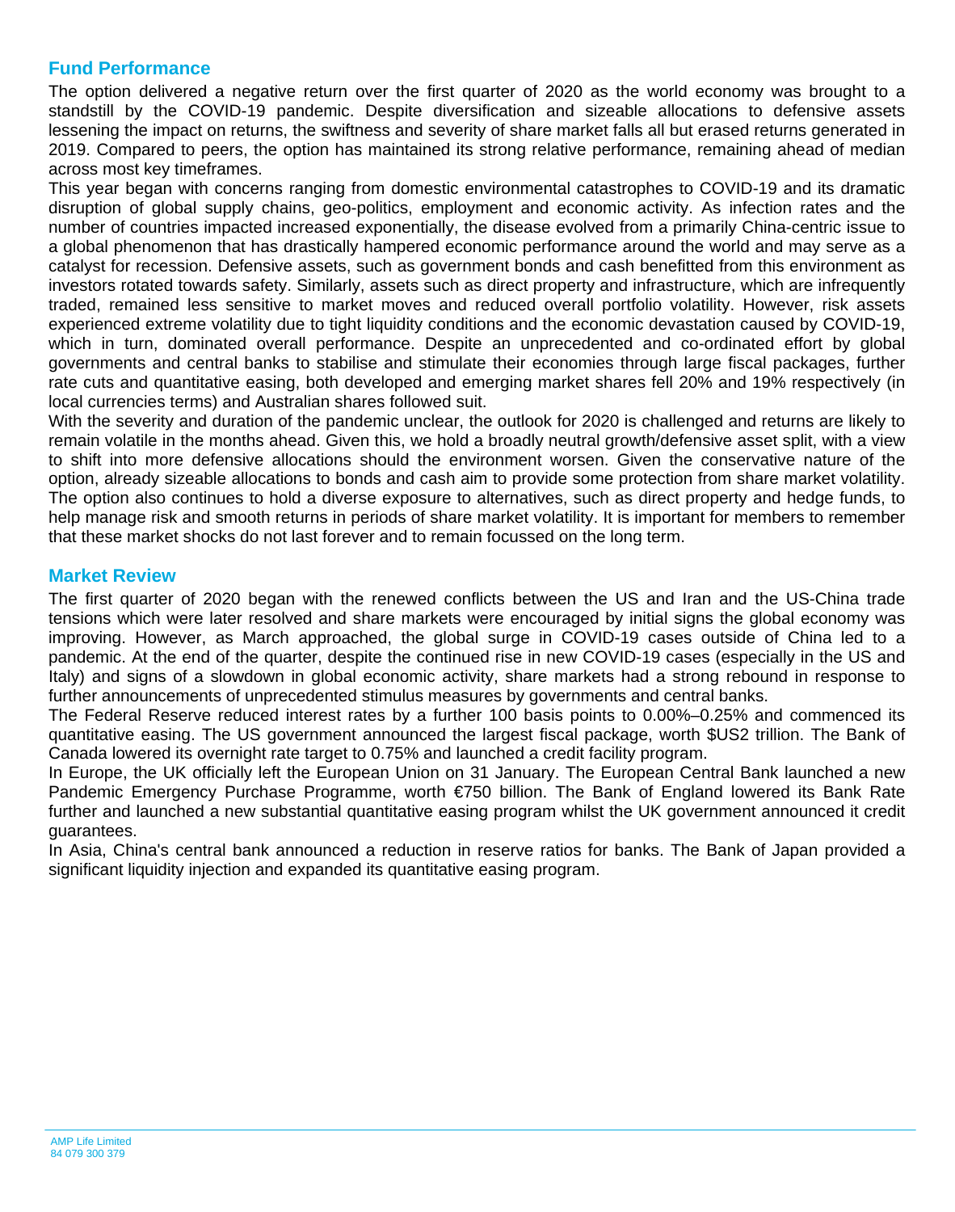## Fund Performance

The option delivered a negative return over the first quarter of 2020 as the world economy was brought to a standstill by the COVID-19 pandemic. Despite diversification and sizeable allocations to defensive assets lessening the impact on returns, the swiftness and severity of share market falls all but erased returns generated in 2019. Compared to peers, the option has maintained its strong relative performance, remaining ahead of median across most key timeframes.

This year began with concerns ranging from domestic environmental catastrophes to COVID-19 and its dramatic disruption of global supply chains, geo-politics, employment and economic activity. As infection rates and the number of countries impacted increased exponentially, the disease evolved from a primarily China-centric issue to a global phenomenon that has drastically hampered economic performance around the world and may serve as a catalyst for recession. Defensive assets, such as government bonds and cash benefitted from this environment as investors rotated towards safety. Similarly, assets such as direct property and infrastructure, which are infrequently traded, remained less sensitive to market moves and reduced overall portfolio volatility. However, risk assets experienced extreme volatility due to tight liquidity conditions and the economic devastation caused by COVID-19, which in turn, dominated overall performance. Despite an unprecedented and co-ordinated effort by global governments and central banks to stabilise and stimulate their economies through large fiscal packages, further rate cuts and quantitative easing, both developed and emerging market shares fell 20% and 19% respectively (in local currencies terms) and Australian shares followed suit.

With the severity and duration of the pandemic unclear, the outlook for 2020 is challenged and returns are likely to remain volatile in the months ahead. Given this, we hold a broadly neutral growth/defensive asset split, with a view to shift into more defensive allocations should the environment worsen. Given the conservative nature of the option, already sizeable allocations to bonds and cash aim to provide some protection from share market volatility. The option also continues to hold a diverse exposure to alternatives, such as direct property and hedge funds, to help manage risk and smooth returns in periods of share market volatility. It is important for members to remember that these market shocks do not last forever and to remain focussed on the long term.

## Market Review

The first quarter of 2020 began with the renewed conflicts between the US and Iran and the US-China trade tensions which were later resolved and share markets were encouraged by initial signs the global economy was improving. However, as March approached, the global surge in COVID-19 cases outside of China led to a pandemic. At the end of the quarter, despite the continued rise in new COVID-19 cases (especially in the US and Italy) and signs of a slowdown in global economic activity, share markets had a strong rebound in response to further announcements of unprecedented stimulus measures by governments and central banks.

The Federal Reserve reduced interest rates by a further 100 basis points to 0.00%–0.25% and commenced its quantitative easing. The US government announced the largest fiscal package, worth $US2 trillion. The Bank of Canada lowered its overnight rate target to 0.75% and launched a credit facility program.

In Europe, the UK officially left the European Union on 31 January. The European Central Bank launched a new Pandemic Emergency Purchase Programme, worth €750 billion. The Bank of England lowered its Bank Rate further and launched a new substantial quantitative easing program whilst the UK government announced it credit guarantees.

In Asia, China's central bank announced a reduction in reserve ratios for banks. The Bank of Japan provided a significant liquidity injection and expanded its quantitative easing program.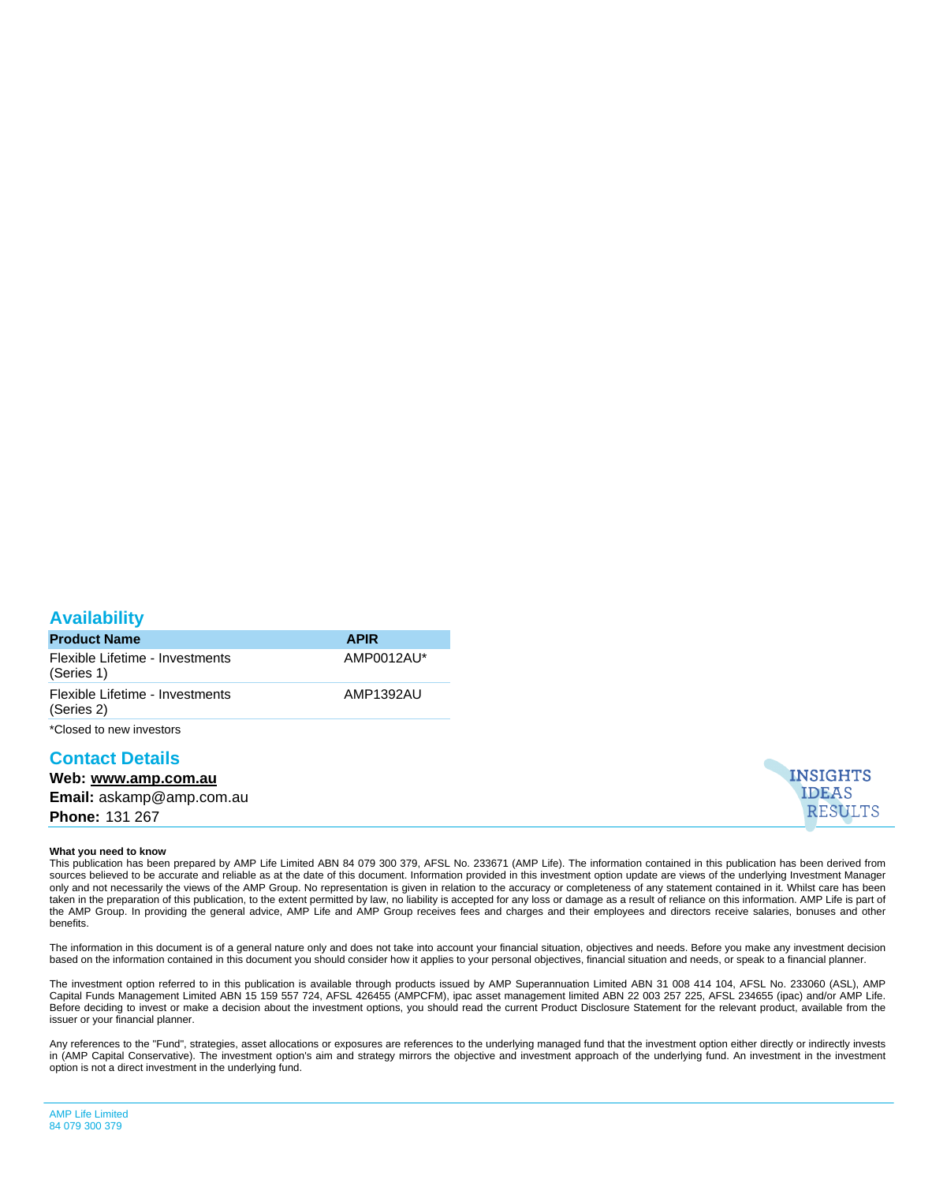## Availability

| Product Name | APIR |
|---|---|
| Flexible Lifetime - Investments (Series 1) | AMP0012AU* |
| Flexible Lifetime - Investments (Series 2) | AMP1392AU |

*Closed to new investors

## Contact Details

**Web: www.amp.com.au**
**Email:** askamp@amp.com.au
**Phone:** 131 267

INSIGHTS
IDEAS
RESULTS

**What you need to know**
This publication has been prepared by AMP Life Limited ABN 84 079 300 379, AFSL No. 233671 (AMP Life). The information contained in this publication has been derived from sources believed to be accurate and reliable as at the date of this document. Information provided in this investment option update are views of the underlying Investment Manager only and not necessarily the views of the AMP Group. No representation is given in relation to the accuracy or completeness of any statement contained in it. Whilst care has been taken in the preparation of this publication, to the extent permitted by law, no liability is accepted for any loss or damage as a result of reliance on this information. AMP Life is part of the AMP Group. In providing the general advice, AMP Life and AMP Group receives fees and charges and their employees and directors receive salaries, bonuses and other benefits.

The information in this document is of a general nature only and does not take into account your financial situation, objectives and needs. Before you make any investment decision based on the information contained in this document you should consider how it applies to your personal objectives, financial situation and needs, or speak to a financial planner.

The investment option referred to in this publication is available through products issued by AMP Superannuation Limited ABN 31 008 414 104, AFSL No. 233060 (ASL), AMP Capital Funds Management Limited ABN 15 159 557 724, AFSL 426455 (AMPCFM), ipac asset management limited ABN 22 003 257 225, AFSL 234655 (ipac) and/or AMP Life. Before deciding to invest or make a decision about the investment options, you should read the current Product Disclosure Statement for the relevant product, available from the issuer or your financial planner.

Any references to the "Fund", strategies, asset allocations or exposures are references to the underlying managed fund that the investment option either directly or indirectly invests in (AMP Capital Conservative). The investment option's aim and strategy mirrors the objective and investment approach of the underlying fund. An investment in the investment option is not a direct investment in the underlying fund.